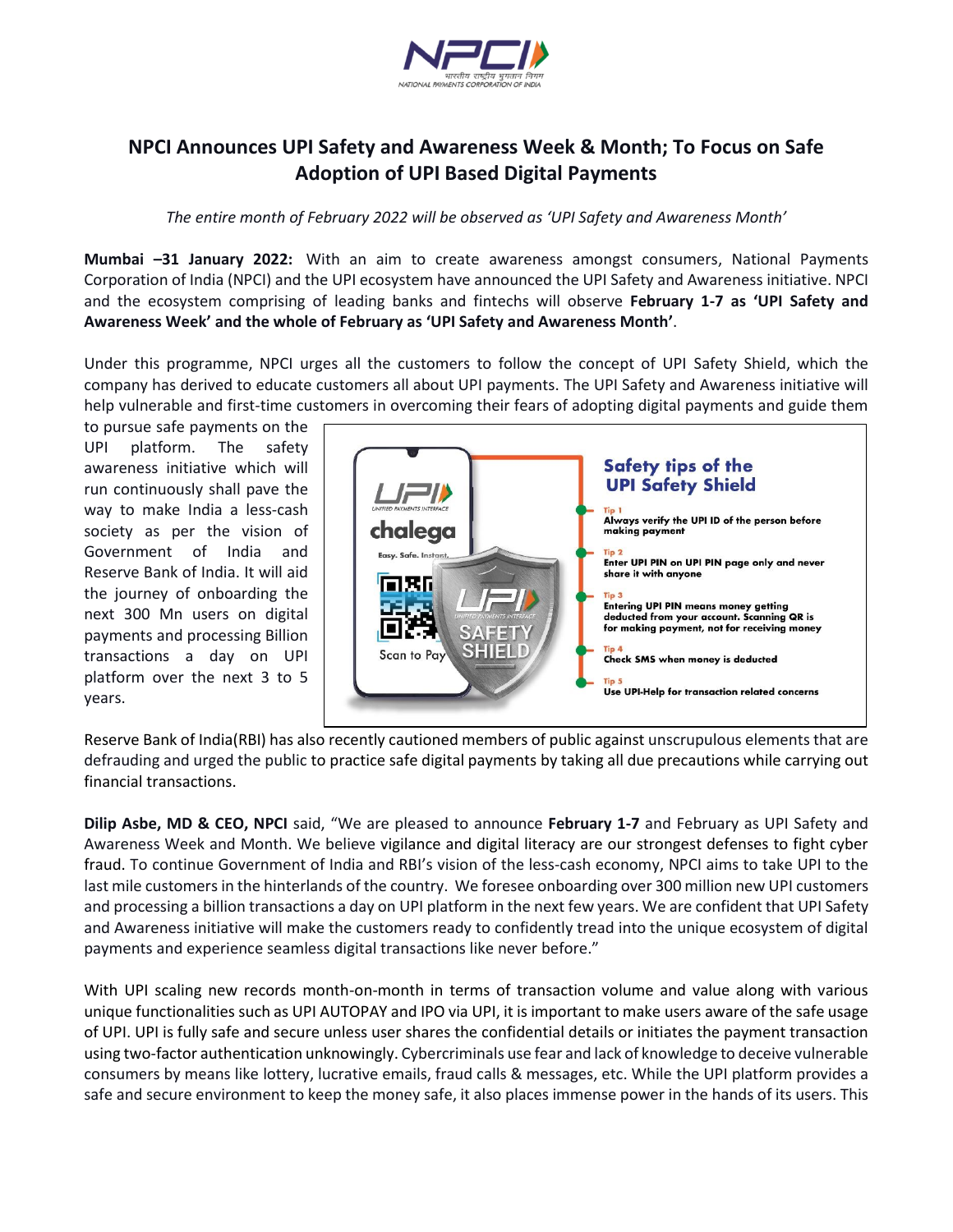# NPCI Announces UPI Safety and Awareness Week & Month; To Focus on Safe Adoption of UPI Based Digital Payments

*The entire month of February 2022 will be observed as 'UPI Safety and Awareness Month'*

**Mumbai –31 January 2022:** With an aim to create awareness amongst consumers, National Payments Corporation of India (NPCI) and the UPI ecosystem have announced the UPI Safety and Awareness initiative. NPCI and the ecosystem comprising of leading banks and fintechs will observe **February 1-7 as 'UPI Safety and Awareness Week' and the whole of February as 'UPI Safety and Awareness Month'**.

Under this programme, NPCI urges all the customers to follow the concept of UPI Safety Shield, which the company has derived to educate customers all about UPI payments. The UPI Safety and Awareness initiative will help vulnerable and first-time customers in overcoming their fears of adopting digital payments and guide them to pursue safe payments on the UPI platform. The safety awareness initiative which will run continuously shall pave the way to make India a less-cash society as per the vision of Government of India and Reserve Bank of India. It will aid the journey of onboarding the next 300 Mn users on digital payments and processing Billion transactions a day on UPI platform over the next 3 to 5 years.

**Safety tips of the UPI Safety Shield**

- Tip 1: Always verify the UPI ID of the person before making payment
- Tip 2: Enter UPI PIN on UPI PIN page only and never share it with anyone
- Tip 3: Entering UPI PIN means money getting deducted from your account. Scanning QR is for making payment, not for receiving money
- Tip 4: Check SMS when money is deducted
- Tip 5: Use UPI-Help for transaction related concerns

Reserve Bank of India(RBI) has also recently cautioned members of public against unscrupulous elements that are defrauding and urged the public to practice safe digital payments by taking all due precautions while carrying out financial transactions.

**Dilip Asbe, MD & CEO, NPCI** said, "We are pleased to announce **February 1-7** and February as UPI Safety and Awareness Week and Month. We believe vigilance and digital literacy are our strongest defenses to fight cyber fraud. To continue Government of India and RBI's vision of the less-cash economy, NPCI aims to take UPI to the last mile customers in the hinterlands of the country. We foresee onboarding over 300 million new UPI customers and processing a billion transactions a day on UPI platform in the next few years. We are confident that UPI Safety and Awareness initiative will make the customers ready to confidently tread into the unique ecosystem of digital payments and experience seamless digital transactions like never before."

With UPI scaling new records month-on-month in terms of transaction volume and value along with various unique functionalities such as UPI AUTOPAY and IPO via UPI, it is important to make users aware of the safe usage of UPI. UPI is fully safe and secure unless user shares the confidential details or initiates the payment transaction using two-factor authentication unknowingly. Cybercriminals use fear and lack of knowledge to deceive vulnerable consumers by means like lottery, lucrative emails, fraud calls & messages, etc. While the UPI platform provides a safe and secure environment to keep the money safe, it also places immense power in the hands of its users. This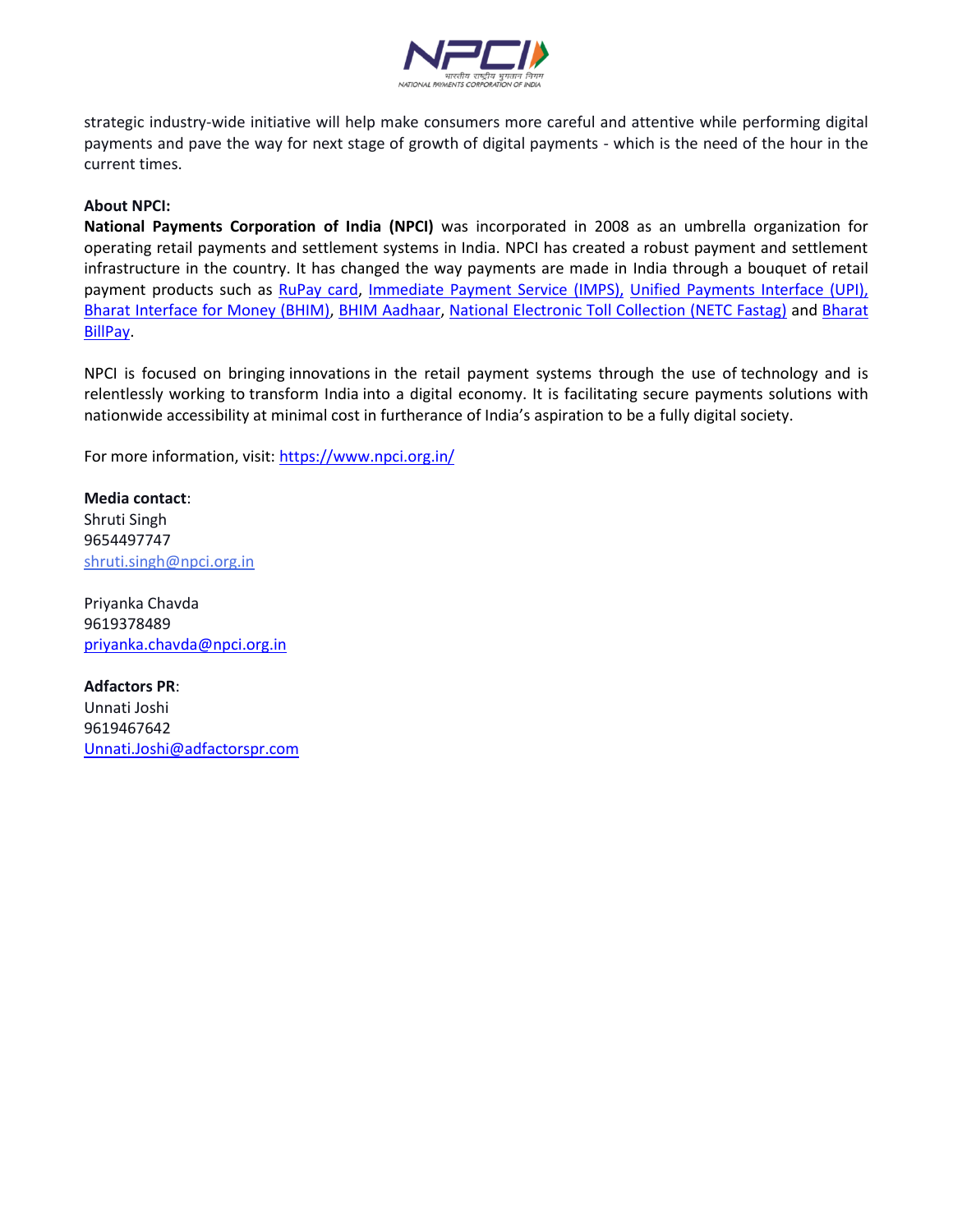strategic industry-wide initiative will help make consumers more careful and attentive while performing digital payments and pave the way for next stage of growth of digital payments - which is the need of the hour in the current times.

**About NPCI:**

**National Payments Corporation of India (NPCI)** was incorporated in 2008 as an umbrella organization for operating retail payments and settlement systems in India. NPCI has created a robust payment and settlement infrastructure in the country. It has changed the way payments are made in India through a bouquet of retail payment products such as RuPay card, Immediate Payment Service (IMPS), Unified Payments Interface (UPI), Bharat Interface for Money (BHIM), BHIM Aadhaar, National Electronic Toll Collection (NETC Fastag) and Bharat BillPay.

NPCI is focused on bringing innovations in the retail payment systems through the use of technology and is relentlessly working to transform India into a digital economy. It is facilitating secure payments solutions with nationwide accessibility at minimal cost in furtherance of India's aspiration to be a fully digital society.

For more information, visit: https://www.npci.org.in/

**Media contact**:
Shruti Singh
9654497747
shruti.singh@npci.org.in

Priyanka Chavda
9619378489
priyanka.chavda@npci.org.in

**Adfactors PR**:
Unnati Joshi
9619467642
Unnati.Joshi@adfactorspr.com